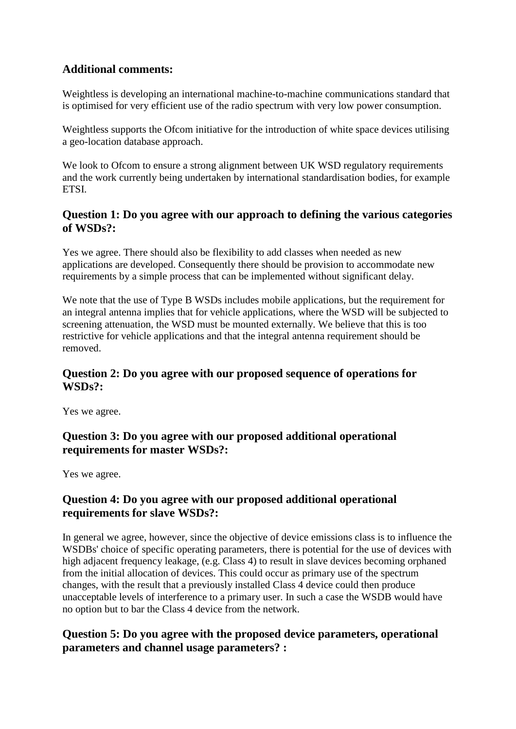## Additional comments:

Weightless is developing an international machine-to-machine communications standard that is optimised for very efficient use of the radio spectrum with very low power consumption.

Weightless supports the Ofcom initiative for the introduction of white space devices utilising a geo-location database approach.

We look to Ofcom to ensure a strong alignment between UK WSD regulatory requirements and the work currently being undertaken by international standardisation bodies, for example ETSI.

## Question 1: Do you agree with our approach to defining the various categories of WSDs?:

Yes we agree. There should also be flexibility to add classes when needed as new applications are developed. Consequently there should be provision to accommodate new requirements by a simple process that can be implemented without significant delay.

We note that the use of Type B WSDs includes mobile applications, but the requirement for an integral antenna implies that for vehicle applications, where the WSD will be subjected to screening attenuation, the WSD must be mounted externally. We believe that this is too restrictive for vehicle applications and that the integral antenna requirement should be removed.

## Question 2: Do you agree with our proposed sequence of operations for WSDs?:

Yes we agree.

## Question 3: Do you agree with our proposed additional operational requirements for master WSDs?:

Yes we agree.

## Question 4: Do you agree with our proposed additional operational requirements for slave WSDs?:

In general we agree, however, since the objective of device emissions class is to influence the WSDBs' choice of specific operating parameters, there is potential for the use of devices with high adjacent frequency leakage, (e.g. Class 4) to result in slave devices becoming orphaned from the initial allocation of devices. This could occur as primary use of the spectrum changes, with the result that a previously installed Class 4 device could then produce unacceptable levels of interference to a primary user. In such a case the WSDB would have no option but to bar the Class 4 device from the network.

## Question 5: Do you agree with the proposed device parameters, operational parameters and channel usage parameters? :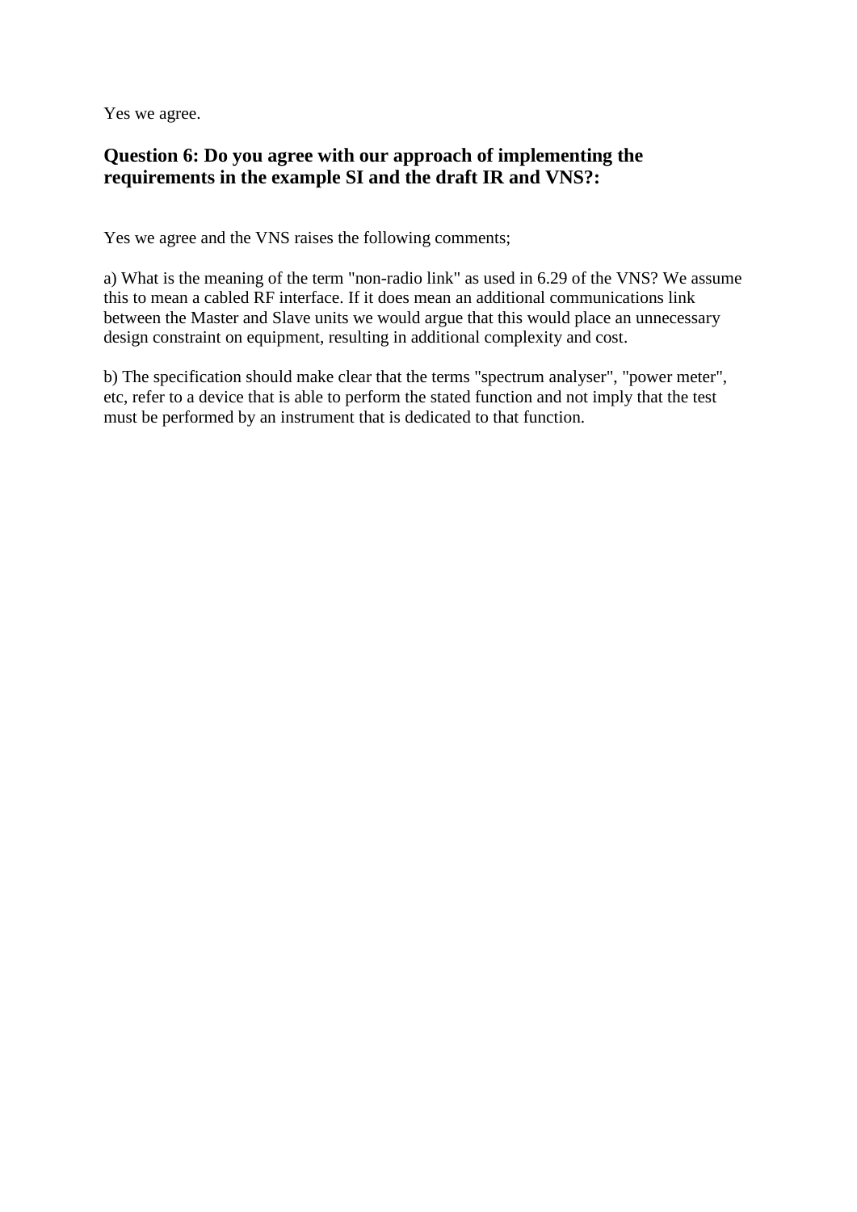Yes we agree.

**Question 6: Do you agree with our approach of implementing the requirements in the example SI and the draft IR and VNS?:**

Yes we agree and the VNS raises the following comments;

a) What is the meaning of the term "non-radio link" as used in 6.29 of the VNS? We assume this to mean a cabled RF interface. If it does mean an additional communications link between the Master and Slave units we would argue that this would place an unnecessary design constraint on equipment, resulting in additional complexity and cost.

b) The specification should make clear that the terms "spectrum analyser", "power meter", etc, refer to a device that is able to perform the stated function and not imply that the test must be performed by an instrument that is dedicated to that function.